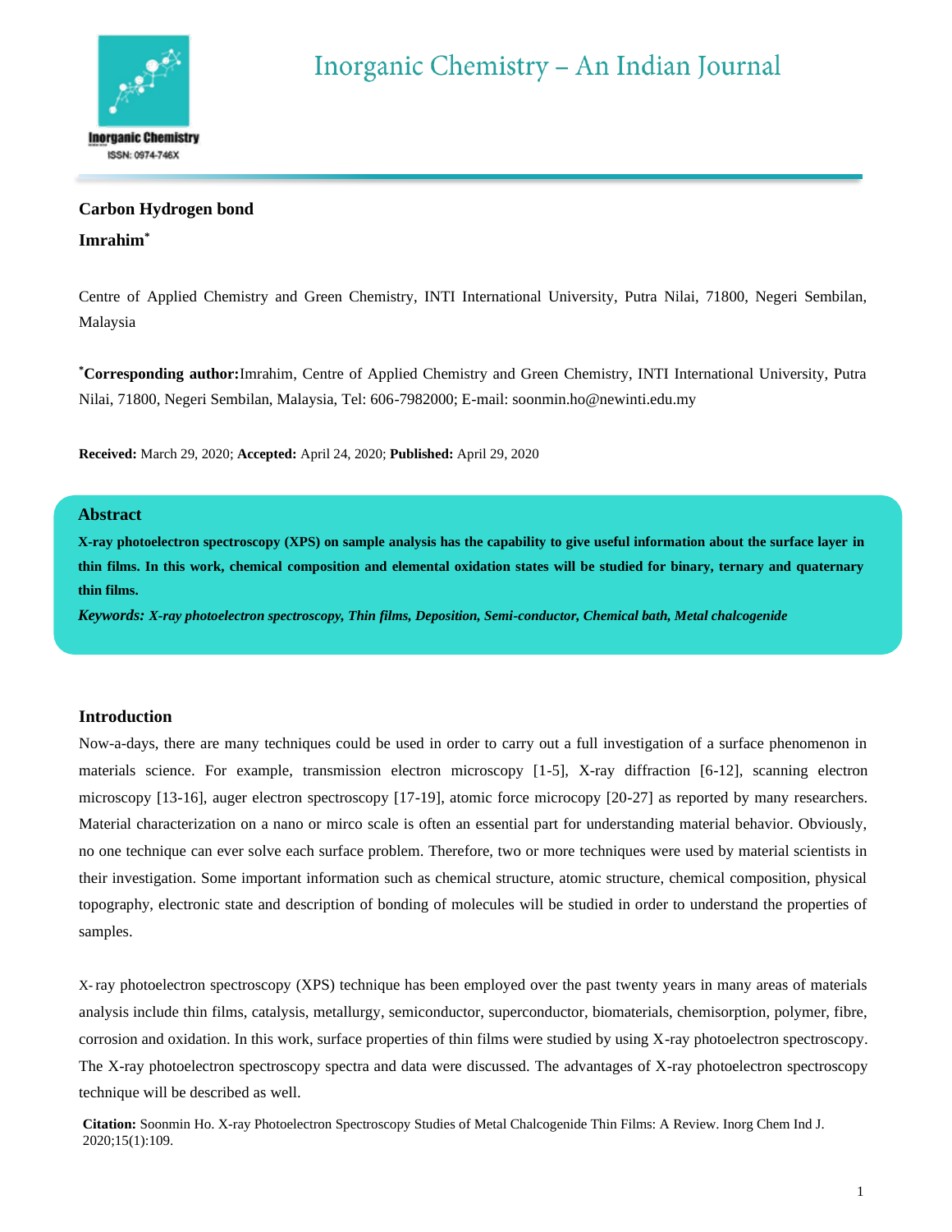# Carbon Hydrogen bond

**Imrahim***

Centre of Applied Chemistry and Green Chemistry, INTI International University, Putra Nilai, 71800, Negeri Sembilan, Malaysia

***Corresponding author:** Imrahim, Centre of Applied Chemistry and Green Chemistry, INTI International University, Putra Nilai, 71800, Negeri Sembilan, Malaysia, Tel: 606-7982000; E-mail: soonmin.ho@newinti.edu.my

**Received:** March 29, 2020; **Accepted:** April 24, 2020; **Published:** April 29, 2020

## Abstract

**X-ray photoelectron spectroscopy (XPS) on sample analysis has the capability to give useful information about the surface layer in thin films. In this work, chemical composition and elemental oxidation states will be studied for binary, ternary and quaternary thin films.**

***Keywords:* *X-ray photoelectron spectroscopy, Thin films, Deposition, Semi-conductor, Chemical bath, Metal chalcogenide***

## Introduction

Now-a-days, there are many techniques could be used in order to carry out a full investigation of a surface phenomenon in materials science. For example, transmission electron microscopy [1-5], X-ray diffraction [6-12], scanning electron microscopy [13-16], auger electron spectroscopy [17-19], atomic force microcopy [20-27] as reported by many researchers. Material characterization on a nano or mirco scale is often an essential part for understanding material behavior. Obviously, no one technique can ever solve each surface problem. Therefore, two or more techniques were used by material scientists in their investigation. Some important information such as chemical structure, atomic structure, chemical composition, physical topography, electronic state and description of bonding of molecules will be studied in order to understand the properties of samples.

X-ray photoelectron spectroscopy (XPS) technique has been employed over the past twenty years in many areas of materials analysis include thin films, catalysis, metallurgy, semiconductor, superconductor, biomaterials, chemisorption, polymer, fibre, corrosion and oxidation. In this work, surface properties of thin films were studied by using X-ray photoelectron spectroscopy. The X-ray photoelectron spectroscopy spectra and data were discussed. The advantages of X-ray photoelectron spectroscopy technique will be described as well.

**Citation:** Soonmin Ho. X-ray Photoelectron Spectroscopy Studies of Metal Chalcogenide Thin Films: A Review. Inorg Chem Ind J. 2020;15(1):109.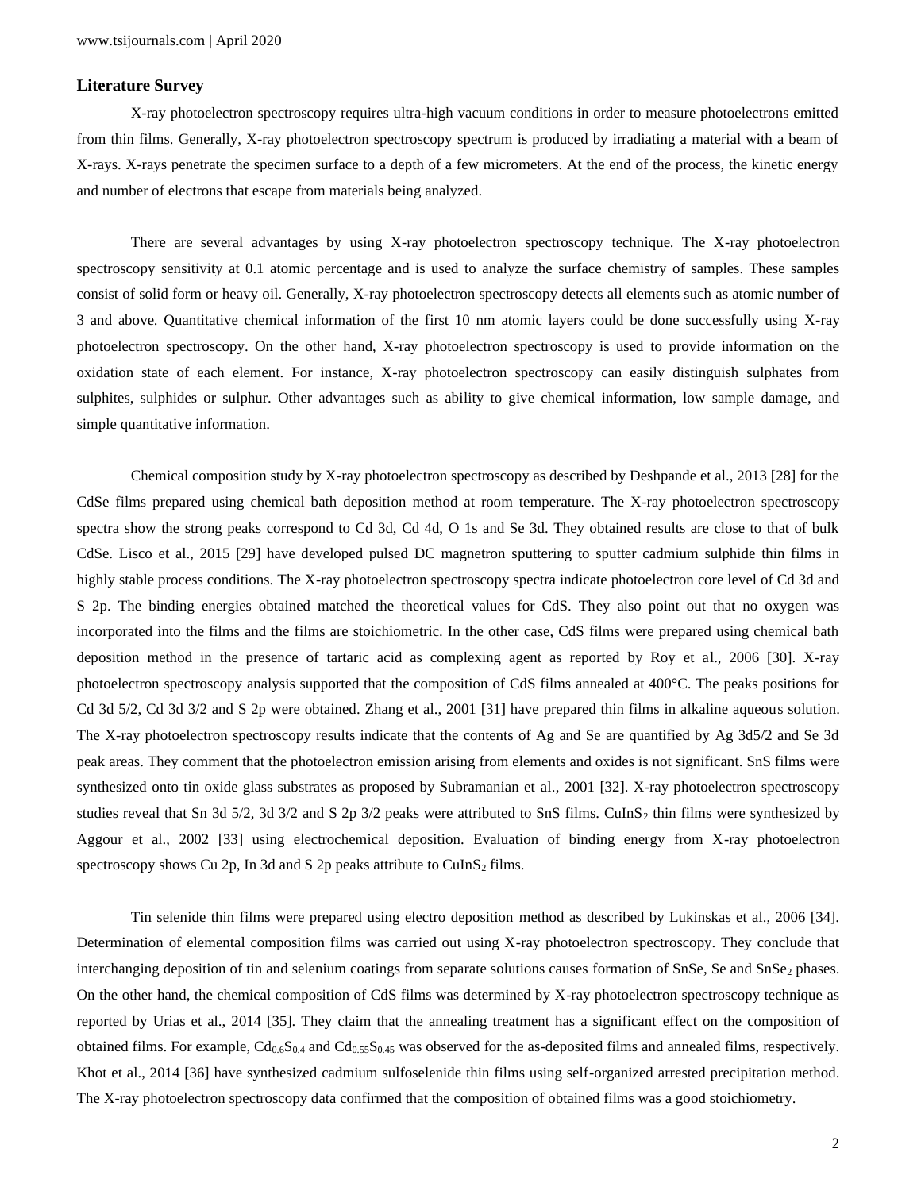## Literature Survey

X-ray photoelectron spectroscopy requires ultra-high vacuum conditions in order to measure photoelectrons emitted from thin films. Generally, X-ray photoelectron spectroscopy spectrum is produced by irradiating a material with a beam of X-rays. X-rays penetrate the specimen surface to a depth of a few micrometers. At the end of the process, the kinetic energy and number of electrons that escape from materials being analyzed.

There are several advantages by using X-ray photoelectron spectroscopy technique. The X-ray photoelectron spectroscopy sensitivity at 0.1 atomic percentage and is used to analyze the surface chemistry of samples. These samples consist of solid form or heavy oil. Generally, X-ray photoelectron spectroscopy detects all elements such as atomic number of 3 and above. Quantitative chemical information of the first 10 nm atomic layers could be done successfully using X-ray photoelectron spectroscopy. On the other hand, X-ray photoelectron spectroscopy is used to provide information on the oxidation state of each element. For instance, X-ray photoelectron spectroscopy can easily distinguish sulphates from sulphites, sulphides or sulphur. Other advantages such as ability to give chemical information, low sample damage, and simple quantitative information.

Chemical composition study by X-ray photoelectron spectroscopy as described by Deshpande et al., 2013 [28] for the CdSe films prepared using chemical bath deposition method at room temperature. The X-ray photoelectron spectroscopy spectra show the strong peaks correspond to Cd 3d, Cd 4d, O 1s and Se 3d. They obtained results are close to that of bulk CdSe. Lisco et al., 2015 [29] have developed pulsed DC magnetron sputtering to sputter cadmium sulphide thin films in highly stable process conditions. The X-ray photoelectron spectroscopy spectra indicate photoelectron core level of Cd 3d and S 2p. The binding energies obtained matched the theoretical values for CdS. They also point out that no oxygen was incorporated into the films and the films are stoichiometric. In the other case, CdS films were prepared using chemical bath deposition method in the presence of tartaric acid as complexing agent as reported by Roy et al., 2006 [30]. X-ray photoelectron spectroscopy analysis supported that the composition of CdS films annealed at 400°C. The peaks positions for Cd 3d 5/2, Cd 3d 3/2 and S 2p were obtained. Zhang et al., 2001 [31] have prepared thin films in alkaline aqueous solution. The X-ray photoelectron spectroscopy results indicate that the contents of Ag and Se are quantified by Ag 3d5/2 and Se 3d peak areas. They comment that the photoelectron emission arising from elements and oxides is not significant. SnS films were synthesized onto tin oxide glass substrates as proposed by Subramanian et al., 2001 [32]. X-ray photoelectron spectroscopy studies reveal that Sn 3d 5/2, 3d 3/2 and S 2p 3/2 peaks were attributed to SnS films. $CuInS_2$ thin films were synthesized by Aggour et al., 2002 [33] using electrochemical deposition. Evaluation of binding energy from X-ray photoelectron spectroscopy shows Cu 2p, In 3d and S 2p peaks attribute to $CuInS_2$ films.

Tin selenide thin films were prepared using electro deposition method as described by Lukinskas et al., 2006 [34]. Determination of elemental composition films was carried out using X-ray photoelectron spectroscopy. They conclude that interchanging deposition of tin and selenium coatings from separate solutions causes formation of SnSe, Se and $SnSe_2$ phases. On the other hand, the chemical composition of CdS films was determined by X-ray photoelectron spectroscopy technique as reported by Urias et al., 2014 [35]. They claim that the annealing treatment has a significant effect on the composition of obtained films. For example, $Cd_{0.6}S_{0.4}$ and $Cd_{0.55}S_{0.45}$ was observed for the as-deposited films and annealed films, respectively. Khot et al., 2014 [36] have synthesized cadmium sulfoselenide thin films using self-organized arrested precipitation method. The X-ray photoelectron spectroscopy data confirmed that the composition of obtained films was a good stoichiometry.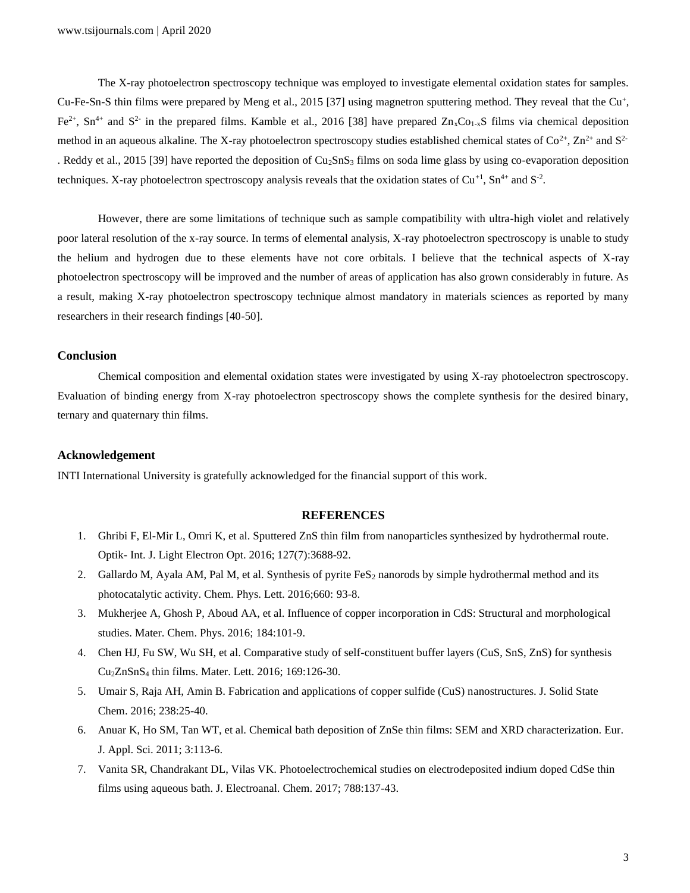The X-ray photoelectron spectroscopy technique was employed to investigate elemental oxidation states for samples. Cu-Fe-Sn-S thin films were prepared by Meng et al., 2015 [37] using magnetron sputtering method. They reveal that the $Cu^{+}$, $Fe^{2+}$, $Sn^{4+}$ and $S^{2-}$ in the prepared films. Kamble et al., 2016 [38] have prepared $Zn_xCo_{1-x}S$ films via chemical deposition method in an aqueous alkaline. The X-ray photoelectron spectroscopy studies established chemical states of $Co^{2+}$, $Zn^{2+}$ and $S^{2-}$. Reddy et al., 2015 [39] have reported the deposition of $Cu_2SnS_3$ films on soda lime glass by using co-evaporation deposition techniques. X-ray photoelectron spectroscopy analysis reveals that the oxidation states of $Cu^{+1}$, $Sn^{4+}$ and $S^{-2}$.

However, there are some limitations of technique such as sample compatibility with ultra-high violet and relatively poor lateral resolution of the x-ray source. In terms of elemental analysis, X-ray photoelectron spectroscopy is unable to study the helium and hydrogen due to these elements have not core orbitals. I believe that the technical aspects of X-ray photoelectron spectroscopy will be improved and the number of areas of application has also grown considerably in future. As a result, making X-ray photoelectron spectroscopy technique almost mandatory in materials sciences as reported by many researchers in their research findings [40-50].

## Conclusion

Chemical composition and elemental oxidation states were investigated by using X-ray photoelectron spectroscopy. Evaluation of binding energy from X-ray photoelectron spectroscopy shows the complete synthesis for the desired binary, ternary and quaternary thin films.

## Acknowledgement

INTI International University is gratefully acknowledged for the financial support of this work.

## REFERENCES

1. Ghribi F, El-Mir L, Omri K, et al. Sputtered ZnS thin film from nanoparticles synthesized by hydrothermal route. Optik- Int. J. Light Electron Opt. 2016; 127(7):3688-92.
2. Gallardo M, Ayala AM, Pal M, et al. Synthesis of pyrite $FeS_2$ nanorods by simple hydrothermal method and its photocatalytic activity. Chem. Phys. Lett. 2016;660: 93-8.
3. Mukherjee A, Ghosh P, Aboud AA, et al. Influence of copper incorporation in CdS: Structural and morphological studies. Mater. Chem. Phys. 2016; 184:101-9.
4. Chen HJ, Fu SW, Wu SH, et al. Comparative study of self-constituent buffer layers (CuS, SnS, ZnS) for synthesis $Cu_2ZnSnS_4$ thin films. Mater. Lett. 2016; 169:126-30.
5. Umair S, Raja AH, Amin B. Fabrication and applications of copper sulfide (CuS) nanostructures. J. Solid State Chem. 2016; 238:25-40.
6. Anuar K, Ho SM, Tan WT, et al. Chemical bath deposition of ZnSe thin films: SEM and XRD characterization. Eur. J. Appl. Sci. 2011; 3:113-6.
7. Vanita SR, Chandrakant DL, Vilas VK. Photoelectrochemical studies on electrodeposited indium doped CdSe thin films using aqueous bath. J. Electroanal. Chem. 2017; 788:137-43.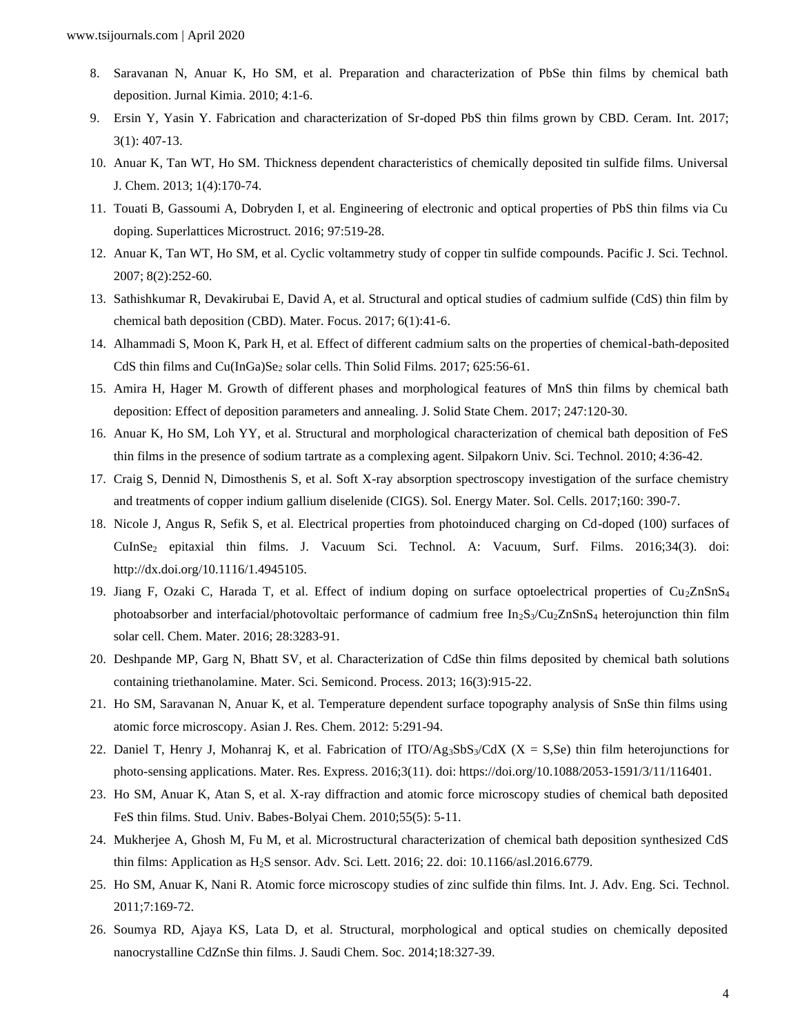8. Saravanan N, Anuar K, Ho SM, et al. Preparation and characterization of PbSe thin films by chemical bath deposition. Jurnal Kimia. 2010; 4:1-6.
9. Ersin Y, Yasin Y. Fabrication and characterization of Sr-doped PbS thin films grown by CBD. Ceram. Int. 2017; 3(1): 407-13.
10. Anuar K, Tan WT, Ho SM. Thickness dependent characteristics of chemically deposited tin sulfide films. Universal J. Chem. 2013; 1(4):170-74.
11. Touati B, Gassoumi A, Dobryden I, et al. Engineering of electronic and optical properties of PbS thin films via Cu doping. Superlattices Microstruct. 2016; 97:519-28.
12. Anuar K, Tan WT, Ho SM, et al. Cyclic voltammetry study of copper tin sulfide compounds. Pacific J. Sci. Technol. 2007; 8(2):252-60.
13. Sathishkumar R, Devakirubai E, David A, et al. Structural and optical studies of cadmium sulfide (CdS) thin film by chemical bath deposition (CBD). Mater. Focus. 2017; 6(1):41-6.
14. Alhammadi S, Moon K, Park H, et al. Effect of different cadmium salts on the properties of chemical-bath-deposited CdS thin films and $Cu(InGa)Se_2$ solar cells. Thin Solid Films. 2017; 625:56-61.
15. Amira H, Hager M. Growth of different phases and morphological features of MnS thin films by chemical bath deposition: Effect of deposition parameters and annealing. J. Solid State Chem. 2017; 247:120-30.
16. Anuar K, Ho SM, Loh YY, et al. Structural and morphological characterization of chemical bath deposition of FeS thin films in the presence of sodium tartrate as a complexing agent. Silpakorn Univ. Sci. Technol. 2010; 4:36-42.
17. Craig S, Dennid N, Dimosthenis S, et al. Soft X-ray absorption spectroscopy investigation of the surface chemistry and treatments of copper indium gallium diselenide (CIGS). Sol. Energy Mater. Sol. Cells. 2017;160: 390-7.
18. Nicole J, Angus R, Sefik S, et al. Electrical properties from photoinduced charging on Cd-doped (100) surfaces of $CuInSe_2$ epitaxial thin films. J. Vacuum Sci. Technol. A: Vacuum, Surf. Films. 2016;34(3). doi: http://dx.doi.org/10.1116/1.4945105.
19. Jiang F, Ozaki C, Harada T, et al. Effect of indium doping on surface optoelectrical properties of $Cu_2ZnSnS_4$ photoabsorber and interfacial/photovoltaic performance of cadmium free $In_2S_3/Cu_2ZnSnS_4$ heterojunction thin film solar cell. Chem. Mater. 2016; 28:3283-91.
20. Deshpande MP, Garg N, Bhatt SV, et al. Characterization of CdSe thin films deposited by chemical bath solutions containing triethanolamine. Mater. Sci. Semicond. Process. 2013; 16(3):915-22.
21. Ho SM, Saravanan N, Anuar K, et al. Temperature dependent surface topography analysis of SnSe thin films using atomic force microscopy. Asian J. Res. Chem. 2012: 5:291-94.
22. Daniel T, Henry J, Mohanraj K, et al. Fabrication of $ITO/Ag_3SbS_3/CdX$ (X = S,Se) thin film heterojunctions for photo-sensing applications. Mater. Res. Express. 2016;3(11). doi: https://doi.org/10.1088/2053-1591/3/11/116401.
23. Ho SM, Anuar K, Atan S, et al. X-ray diffraction and atomic force microscopy studies of chemical bath deposited FeS thin films. Stud. Univ. Babes-Bolyai Chem. 2010;55(5): 5-11.
24. Mukherjee A, Ghosh M, Fu M, et al. Microstructural characterization of chemical bath deposition synthesized CdS thin films: Application as $H_2S$ sensor. Adv. Sci. Lett. 2016; 22. doi: 10.1166/asl.2016.6779.
25. Ho SM, Anuar K, Nani R. Atomic force microscopy studies of zinc sulfide thin films. Int. J. Adv. Eng. Sci. Technol. 2011;7:169-72.
26. Soumya RD, Ajaya KS, Lata D, et al. Structural, morphological and optical studies on chemically deposited nanocrystalline CdZnSe thin films. J. Saudi Chem. Soc. 2014;18:327-39.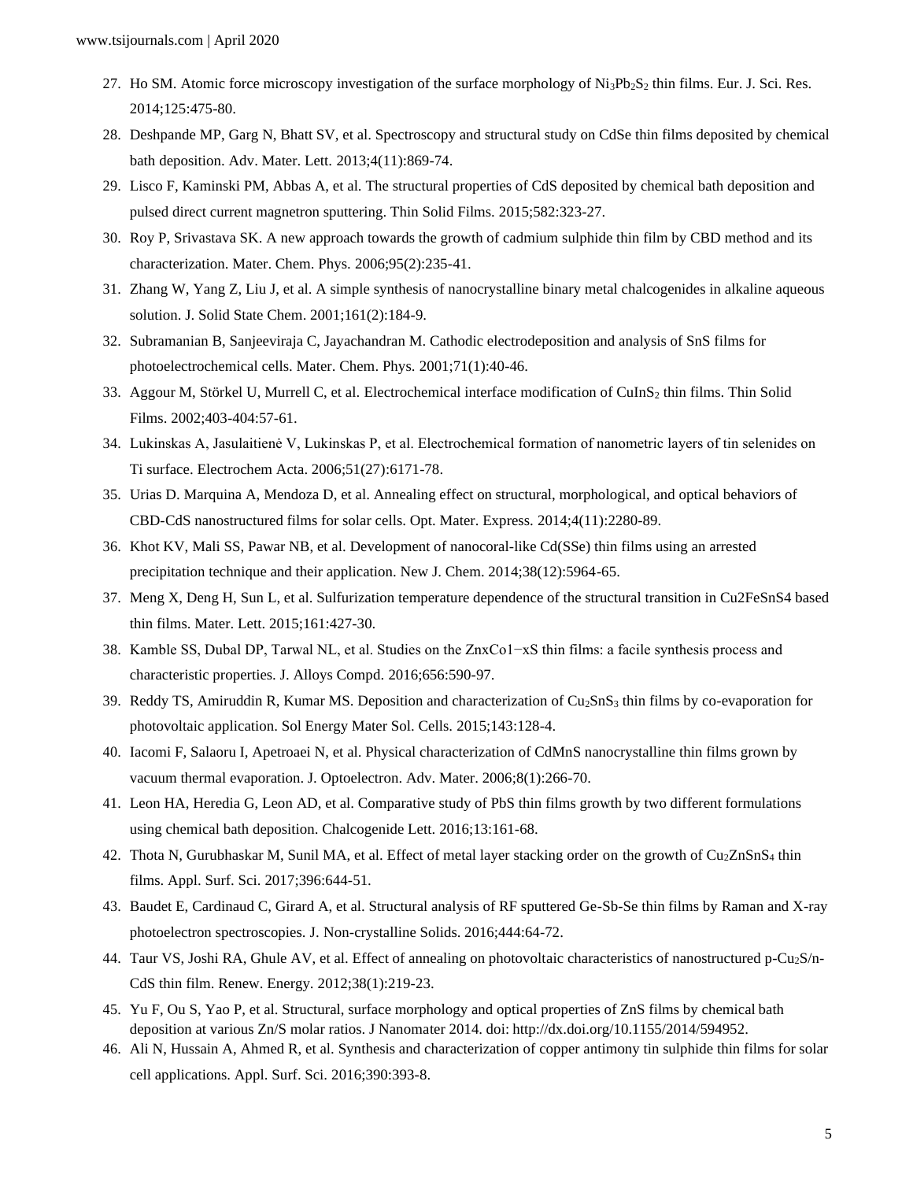27. Ho SM. Atomic force microscopy investigation of the surface morphology of $Ni_3Pb_2S_2$ thin films. Eur. J. Sci. Res. 2014;125:475-80.
28. Deshpande MP, Garg N, Bhatt SV, et al. Spectroscopy and structural study on CdSe thin films deposited by chemical bath deposition. Adv. Mater. Lett. 2013;4(11):869-74.
29. Lisco F, Kaminski PM, Abbas A, et al. The structural properties of CdS deposited by chemical bath deposition and pulsed direct current magnetron sputtering. Thin Solid Films. 2015;582:323-27.
30. Roy P, Srivastava SK. A new approach towards the growth of cadmium sulphide thin film by CBD method and its characterization. Mater. Chem. Phys. 2006;95(2):235-41.
31. Zhang W, Yang Z, Liu J, et al. A simple synthesis of nanocrystalline binary metal chalcogenides in alkaline aqueous solution. J. Solid State Chem. 2001;161(2):184-9.
32. Subramanian B, Sanjeeviraja C, Jayachandran M. Cathodic electrodeposition and analysis of SnS films for photoelectrochemical cells. Mater. Chem. Phys. 2001;71(1):40-46.
33. Aggour M, Störkel U, Murrell C, et al. Electrochemical interface modification of $CuInS_2$ thin films. Thin Solid Films. 2002;403-404:57-61.
34. Lukinskas A, Jasulaitienė V, Lukinskas P, et al. Electrochemical formation of nanometric layers of tin selenides on Ti surface. Electrochem Acta. 2006;51(27):6171-78.
35. Urias D. Marquina A, Mendoza D, et al. Annealing effect on structural, morphological, and optical behaviors of CBD-CdS nanostructured films for solar cells. Opt. Mater. Express. 2014;4(11):2280-89.
36. Khot KV, Mali SS, Pawar NB, et al. Development of nanocoral-like Cd(SSe) thin films using an arrested precipitation technique and their application. New J. Chem. 2014;38(12):5964-65.
37. Meng X, Deng H, Sun L, et al. Sulfurization temperature dependence of the structural transition in Cu2FeSnS4 based thin films. Mater. Lett. 2015;161:427-30.
38. Kamble SS, Dubal DP, Tarwal NL, et al. Studies on the ZnxCo1−xS thin films: a facile synthesis process and characteristic properties. J. Alloys Compd. 2016;656:590-97.
39. Reddy TS, Amiruddin R, Kumar MS. Deposition and characterization of $Cu_2SnS_3$ thin films by co-evaporation for photovoltaic application. Sol Energy Mater Sol. Cells. 2015;143:128-4.
40. Iacomi F, Salaoru I, Apetroaei N, et al. Physical characterization of CdMnS nanocrystalline thin films grown by vacuum thermal evaporation. J. Optoelectron. Adv. Mater. 2006;8(1):266-70.
41. Leon HA, Heredia G, Leon AD, et al. Comparative study of PbS thin films growth by two different formulations using chemical bath deposition. Chalcogenide Lett. 2016;13:161-68.
42. Thota N, Gurubhaskar M, Sunil MA, et al. Effect of metal layer stacking order on the growth of $Cu_2ZnSnS_4$ thin films. Appl. Surf. Sci. 2017;396:644-51.
43. Baudet E, Cardinaud C, Girard A, et al. Structural analysis of RF sputtered Ge-Sb-Se thin films by Raman and X-ray photoelectron spectroscopies. J. Non-crystalline Solids. 2016;444:64-72.
44. Taur VS, Joshi RA, Ghule AV, et al. Effect of annealing on photovoltaic characteristics of nanostructured p-$Cu_2S$/n-CdS thin film. Renew. Energy. 2012;38(1):219-23.
45. Yu F, Ou S, Yao P, et al. Structural, surface morphology and optical properties of ZnS films by chemical bath deposition at various Zn/S molar ratios. J Nanomater 2014. doi: http://dx.doi.org/10.1155/2014/594952.
46. Ali N, Hussain A, Ahmed R, et al. Synthesis and characterization of copper antimony tin sulphide thin films for solar cell applications. Appl. Surf. Sci. 2016;390:393-8.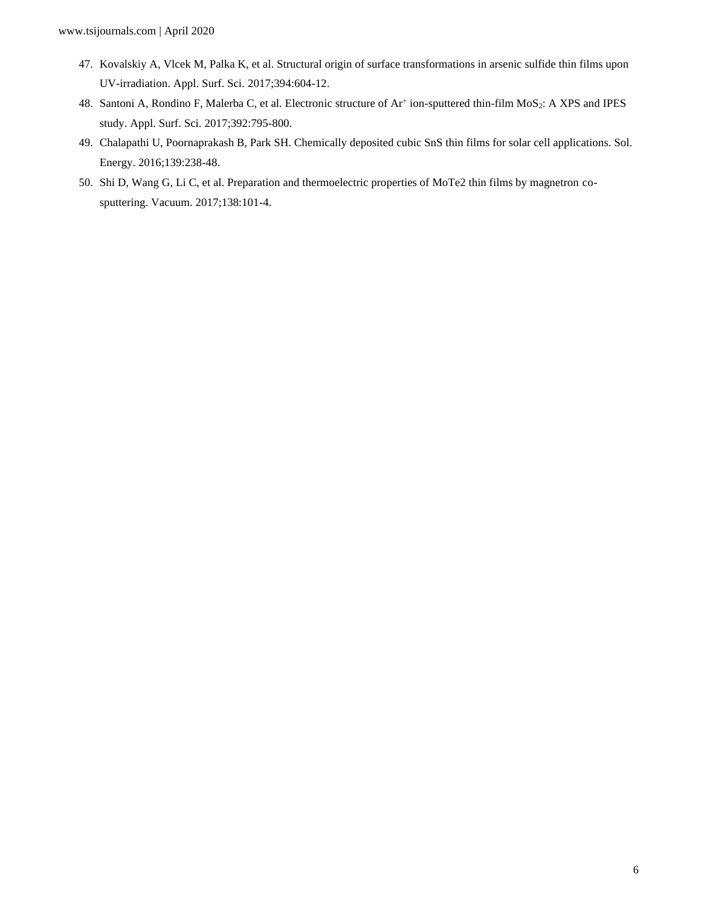47. Kovalskiy A, Vlcek M, Palka K, et al. Structural origin of surface transformations in arsenic sulfide thin films upon UV-irradiation. Appl. Surf. Sci. 2017;394:604-12.
48. Santoni A, Rondino F, Malerba C, et al. Electronic structure of $Ar^+$ ion-sputtered thin-film $MoS_2$: A XPS and IPES study. Appl. Surf. Sci. 2017;392:795-800.
49. Chalapathi U, Poornaprakash B, Park SH. Chemically deposited cubic SnS thin films for solar cell applications. Sol. Energy. 2016;139:238-48.
50. Shi D, Wang G, Li C, et al. Preparation and thermoelectric properties of MoTe2 thin films by magnetron co-sputtering. Vacuum. 2017;138:101-4.